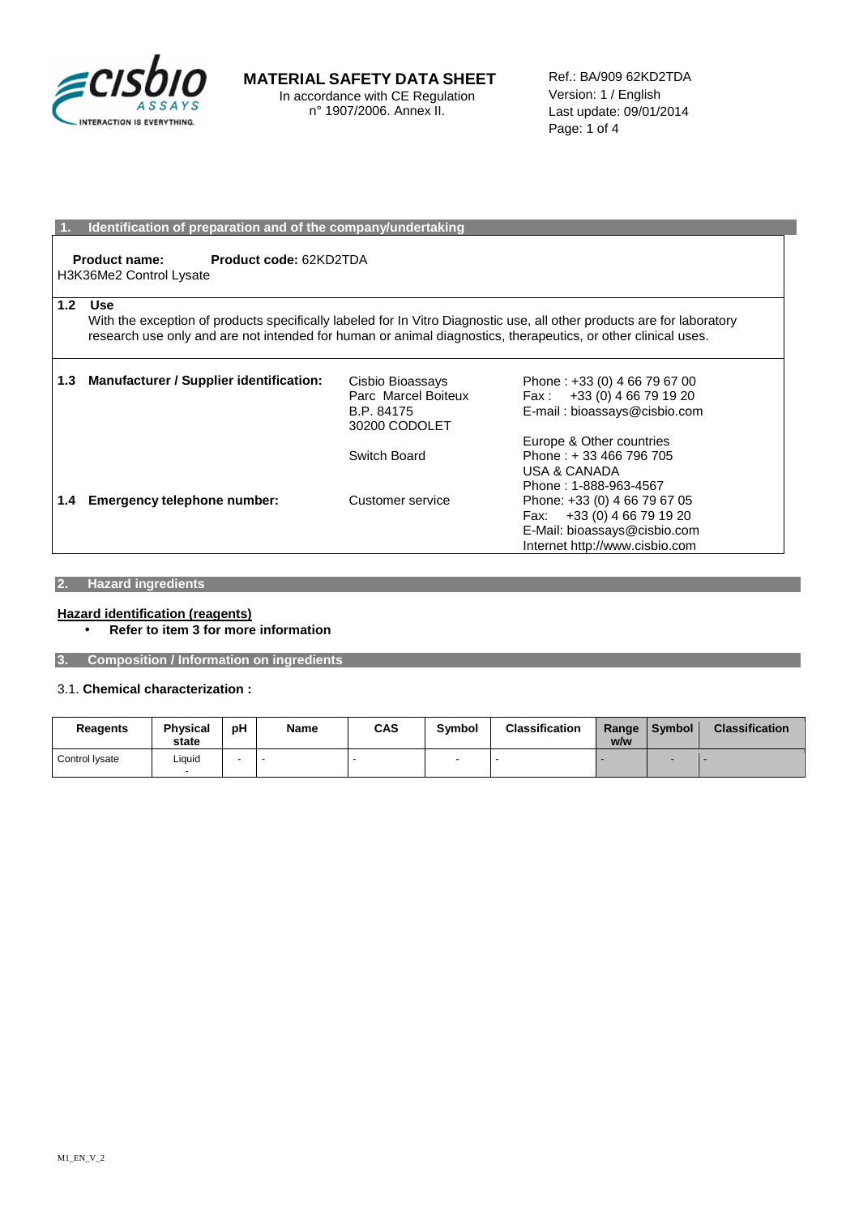# MATERIAL SAFETY DATA SHEET

In accordance with CE Regulation n° 1907/2006. Annex II.

Ref.: BA/909 62KD2TDA
Version: 1 / English
Last update: 09/01/2014

## 1. Identification of preparation and of the company/undertaking

**Product name:** H3K36Me2 Control Lysate **Product code:** 62KD2TDA

**1.2 Use**

With the exception of products specifically labeled for In Vitro Diagnostic use, all other products are for laboratory research use only and are not intended for human or animal diagnostics, therapeutics, or other clinical uses.

**1.3 Manufacturer / Supplier identification:**

Cisbio Bioassays
Parc Marcel Boiteux
B.P. 84175
30200 CODOLET

Phone : +33 (0) 4 66 79 67 00
Fax : +33 (0) 4 66 79 19 20
E-mail : bioassays@cisbio.com

Switch Board

Europe & Other countries
Phone : + 33 466 796 705
USA & CANADA
Phone : 1-888-963-4567

**1.4 Emergency telephone number:**

Customer service

Phone: +33 (0) 4 66 79 67 05
Fax: +33 (0) 4 66 79 19 20
E-Mail: bioassays@cisbio.com
Internet http://www.cisbio.com

## 2. Hazard ingredients

**Hazard identification (reagents)**

- **Refer to item 3 for more information**

## 3. Composition / Information on ingredients

3.1. **Chemical characterization :**

| Reagents | Physical state | pH | Name | CAS | Symbol | Classification | Range w/w | Symbol | Classification |
|---|---|---|---|---|---|---|---|---|---|
| Control lysate | Liquid - | - | - | - | - | - | - | - | - |

M1_EN_V_2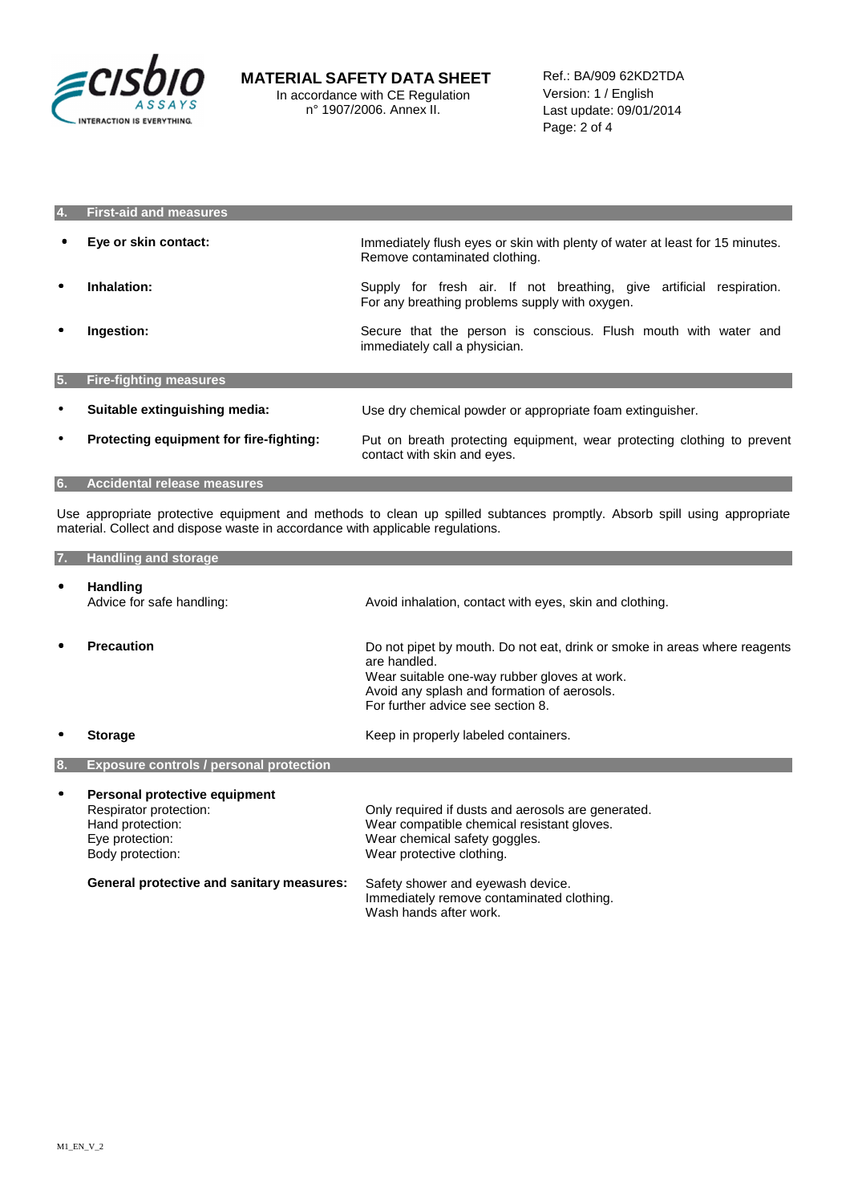## 4. First-aid and measures

- **Eye or skin contact:** Immediately flush eyes or skin with plenty of water at least for 15 minutes. Remove contaminated clothing.
- **Inhalation:** Supply for fresh air. If not breathing, give artificial respiration. For any breathing problems supply with oxygen.
- **Ingestion:** Secure that the person is conscious. Flush mouth with water and immediately call a physician.

## 5. Fire-fighting measures

- **Suitable extinguishing media:** Use dry chemical powder or appropriate foam extinguisher.
- **Protecting equipment for fire-fighting:** Put on breath protecting equipment, wear protecting clothing to prevent contact with skin and eyes.

## 6. Accidental release measures

Use appropriate protective equipment and methods to clean up spilled subtances promptly. Absorb spill using appropriate material. Collect and dispose waste in accordance with applicable regulations.

## 7. Handling and storage

- **Handling**
  Advice for safe handling: Avoid inhalation, contact with eyes, skin and clothing.
- **Precaution** Do not pipet by mouth. Do not eat, drink or smoke in areas where reagents are handled.
  Wear suitable one-way rubber gloves at work.
  Avoid any splash and formation of aerosols.
  For further advice see section 8.
- **Storage** Keep in properly labeled containers.

## 8. Exposure controls / personal protection

- **Personal protective equipment**
  - Respirator protection: Only required if dusts and aerosols are generated.
  - Hand protection: Wear compatible chemical resistant gloves.
  - Eye protection: Wear chemical safety goggles.
  - Body protection: Wear protective clothing.

  **General protective and sanitary measures:** Safety shower and eyewash device.
  Immediately remove contaminated clothing.
  Wash hands after work.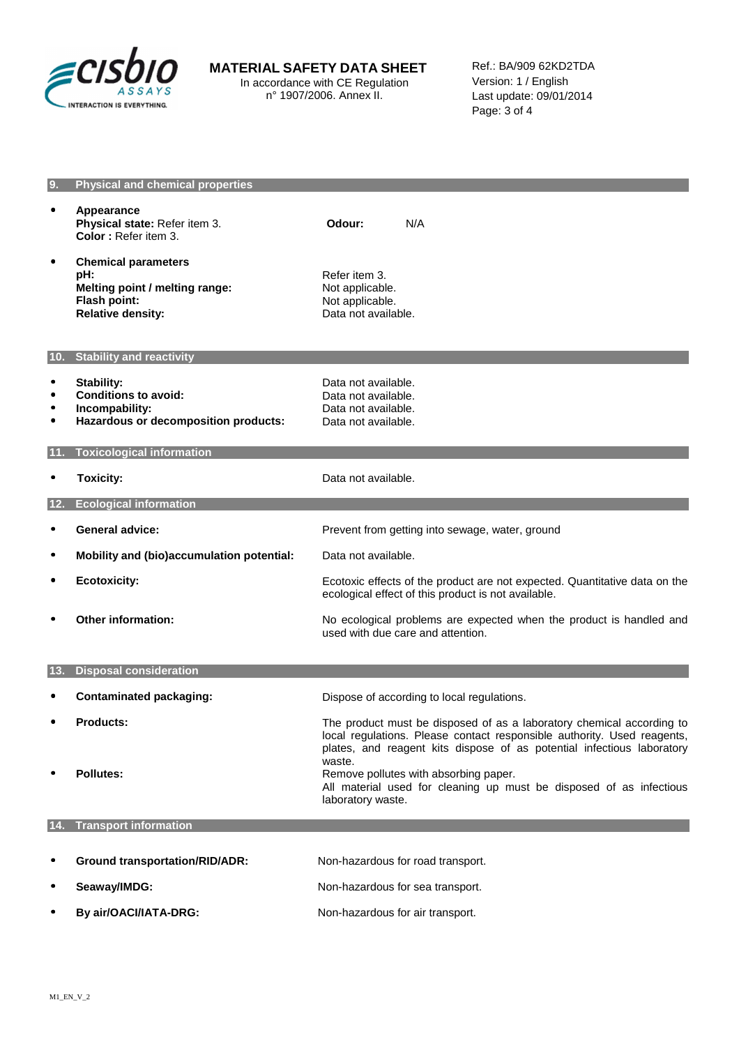## 9. Physical and chemical properties

- **Appearance**
  **Physical state:** Refer item 3.
  **Color :** Refer item 3.

  **Odour:** N/A

- **Chemical parameters**

| | |
|---|---|
| **pH:** | Refer item 3. |
| **Melting point / melting range:** | Not applicable. |
| **Flash point:** | Not applicable. |
| **Relative density:** | Data not available. |

## 10. Stability and reactivity

| | |
|---|---|
| • **Stability:** | Data not available. |
| • **Conditions to avoid:** | Data not available. |
| • **Incompability:** | Data not available. |
| • **Hazardous or decomposition products:** | Data not available. |

## 11. Toxicological information

| | |
|---|---|
| • **Toxicity:** | Data not available. |

## 12. Ecological information

| | |
|---|---|
| • **General advice:** | Prevent from getting into sewage, water, ground |
| • **Mobility and (bio)accumulation potential:** | Data not available. |
| • **Ecotoxicity:** | Ecotoxic effects of the product are not expected. Quantitative data on the ecological effect of this product is not available. |
| • **Other information:** | No ecological problems are expected when the product is handled and used with due care and attention. |

## 13. Disposal consideration

| | |
|---|---|
| • **Contaminated packaging:** | Dispose of according to local regulations. |
| • **Products:** | The product must be disposed of as a laboratory chemical according to local regulations. Please contact responsible authority. Used reagents, plates, and reagent kits dispose of as potential infectious laboratory waste. |
| • **Pollutes:** | Remove pollutes with absorbing paper. All material used for cleaning up must be disposed of as infectious laboratory waste. |

## 14. Transport information

| | |
|---|---|
| • **Ground transportation/RID/ADR:** | Non-hazardous for road transport. |
| • **Seaway/IMDG:** | Non-hazardous for sea transport. |
| • **By air/OACI/IATA-DRG:** | Non-hazardous for air transport. |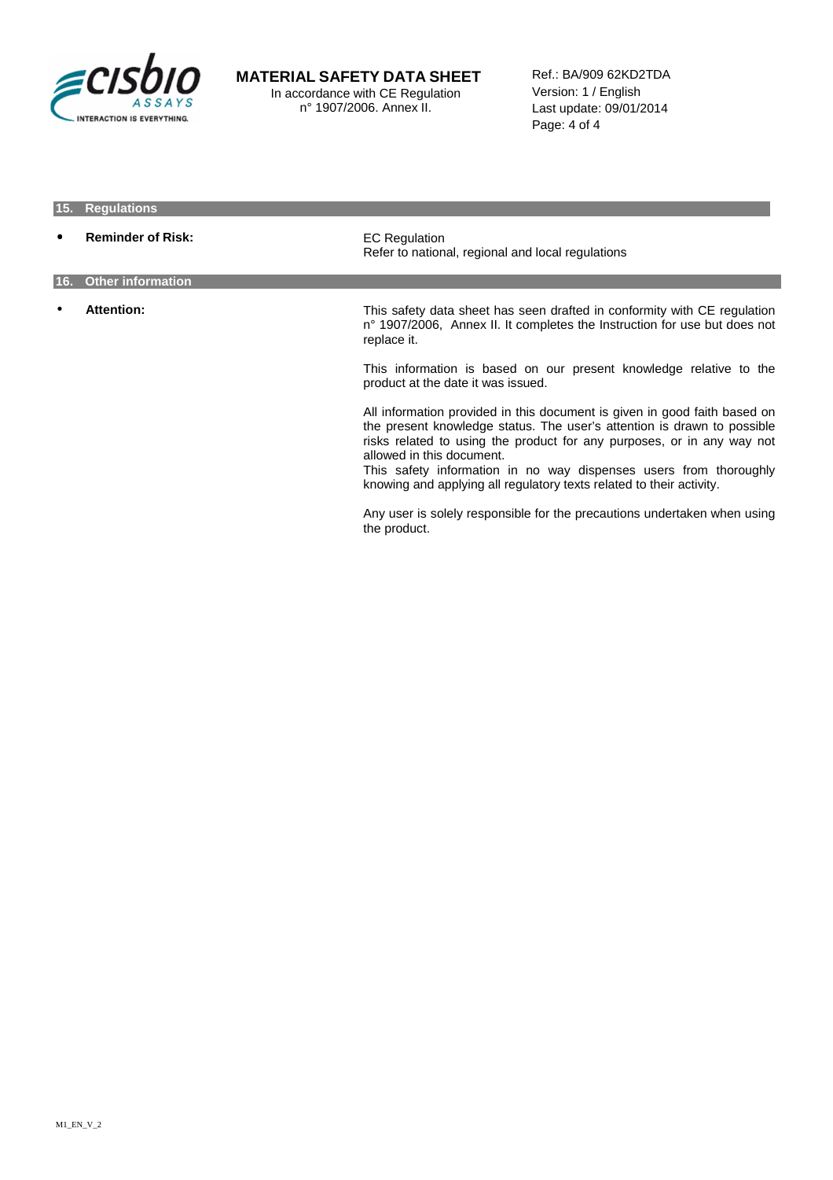## 15. Regulations

- **Reminder of Risk:** EC Regulation
  Refer to national, regional and local regulations

## 16. Other information

- **Attention:** This safety data sheet has seen drafted in conformity with CE regulation n° 1907/2006, Annex II. It completes the Instruction for use but does not replace it.

  This information is based on our present knowledge relative to the product at the date it was issued.

  All information provided in this document is given in good faith based on the present knowledge status. The user's attention is drawn to possible risks related to using the product for any purposes, or in any way not allowed in this document.
  This safety information in no way dispenses users from thoroughly knowing and applying all regulatory texts related to their activity.

  Any user is solely responsible for the precautions undertaken when using the product.